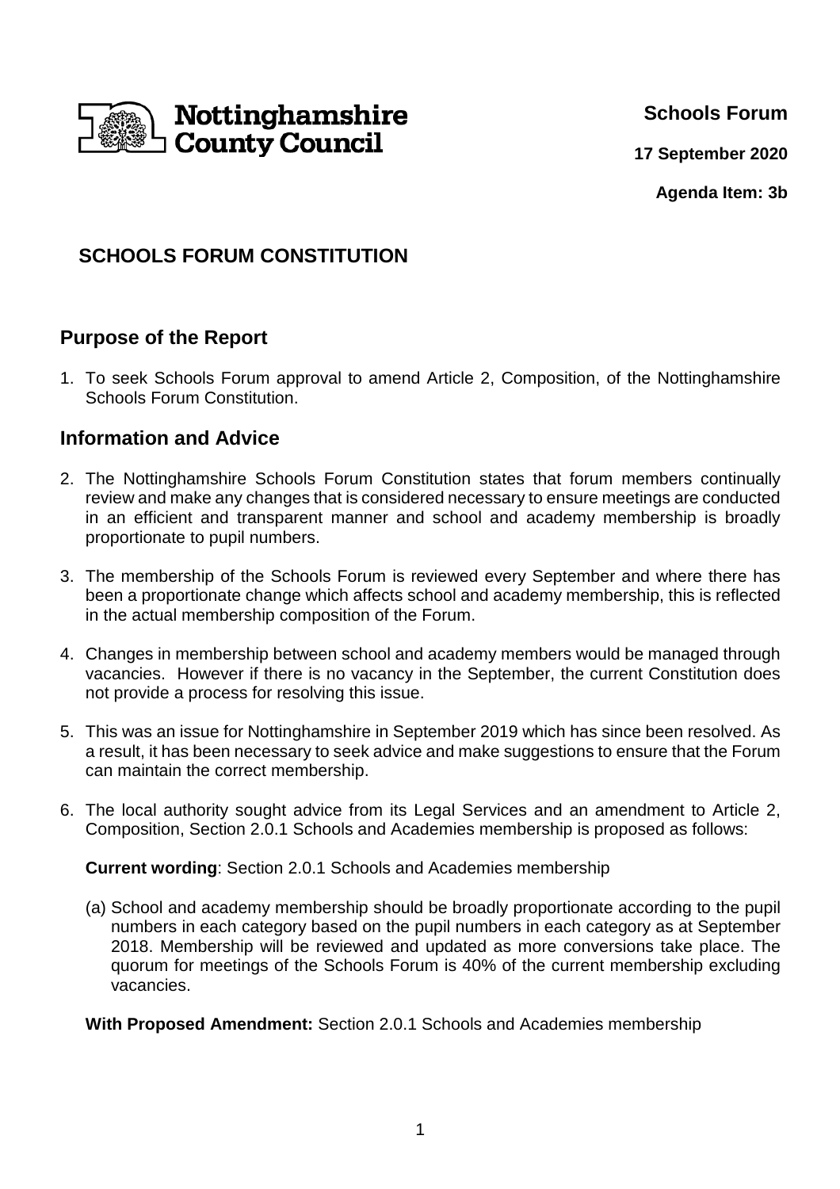Nottinghamshire County Council

**Schools Forum**

**17 September 2020**

**Agenda Item: 3b**

# SCHOOLS FORUM CONSTITUTION

## Purpose of the Report

1. To seek Schools Forum approval to amend Article 2, Composition, of the Nottinghamshire Schools Forum Constitution.

## Information and Advice

2. The Nottinghamshire Schools Forum Constitution states that forum members continually review and make any changes that is considered necessary to ensure meetings are conducted in an efficient and transparent manner and school and academy membership is broadly proportionate to pupil numbers.

3. The membership of the Schools Forum is reviewed every September and where there has been a proportionate change which affects school and academy membership, this is reflected in the actual membership composition of the Forum.

4. Changes in membership between school and academy members would be managed through vacancies. However if there is no vacancy in the September, the current Constitution does not provide a process for resolving this issue.

5. This was an issue for Nottinghamshire in September 2019 which has since been resolved. As a result, it has been necessary to seek advice and make suggestions to ensure that the Forum can maintain the correct membership.

6. The local authority sought advice from its Legal Services and an amendment to Article 2, Composition, Section 2.0.1 Schools and Academies membership is proposed as follows:

   **Current wording**: Section 2.0.1 Schools and Academies membership

   (a) School and academy membership should be broadly proportionate according to the pupil numbers in each category based on the pupil numbers in each category as at September 2018. Membership will be reviewed and updated as more conversions take place. The quorum for meetings of the Schools Forum is 40% of the current membership excluding vacancies.

   **With Proposed Amendment:** Section 2.0.1 Schools and Academies membership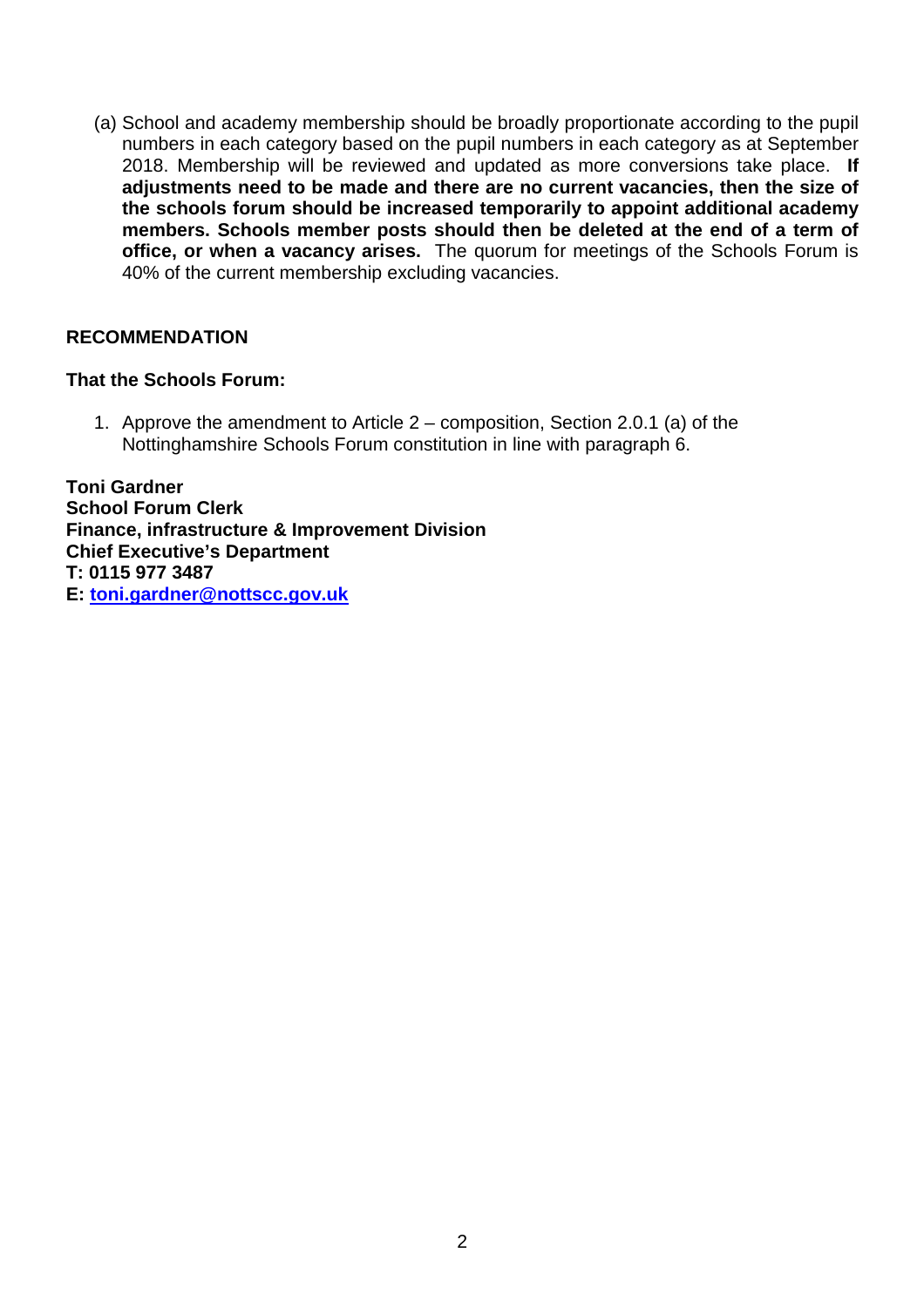(a) School and academy membership should be broadly proportionate according to the pupil numbers in each category based on the pupil numbers in each category as at September 2018. Membership will be reviewed and updated as more conversions take place. **If adjustments need to be made and there are no current vacancies, then the size of the schools forum should be increased temporarily to appoint additional academy members. Schools member posts should then be deleted at the end of a term of office, or when a vacancy arises.** The quorum for meetings of the Schools Forum is 40% of the current membership excluding vacancies.

**RECOMMENDATION**

**That the Schools Forum:**

1. Approve the amendment to Article 2 – composition, Section 2.0.1 (a) of the Nottinghamshire Schools Forum constitution in line with paragraph 6.

**Toni Gardner**
**School Forum Clerk**
**Finance, infrastructure & Improvement Division**
**Chief Executive's Department**
**T: 0115 977 3487**
**E: toni.gardner@nottscc.gov.uk**